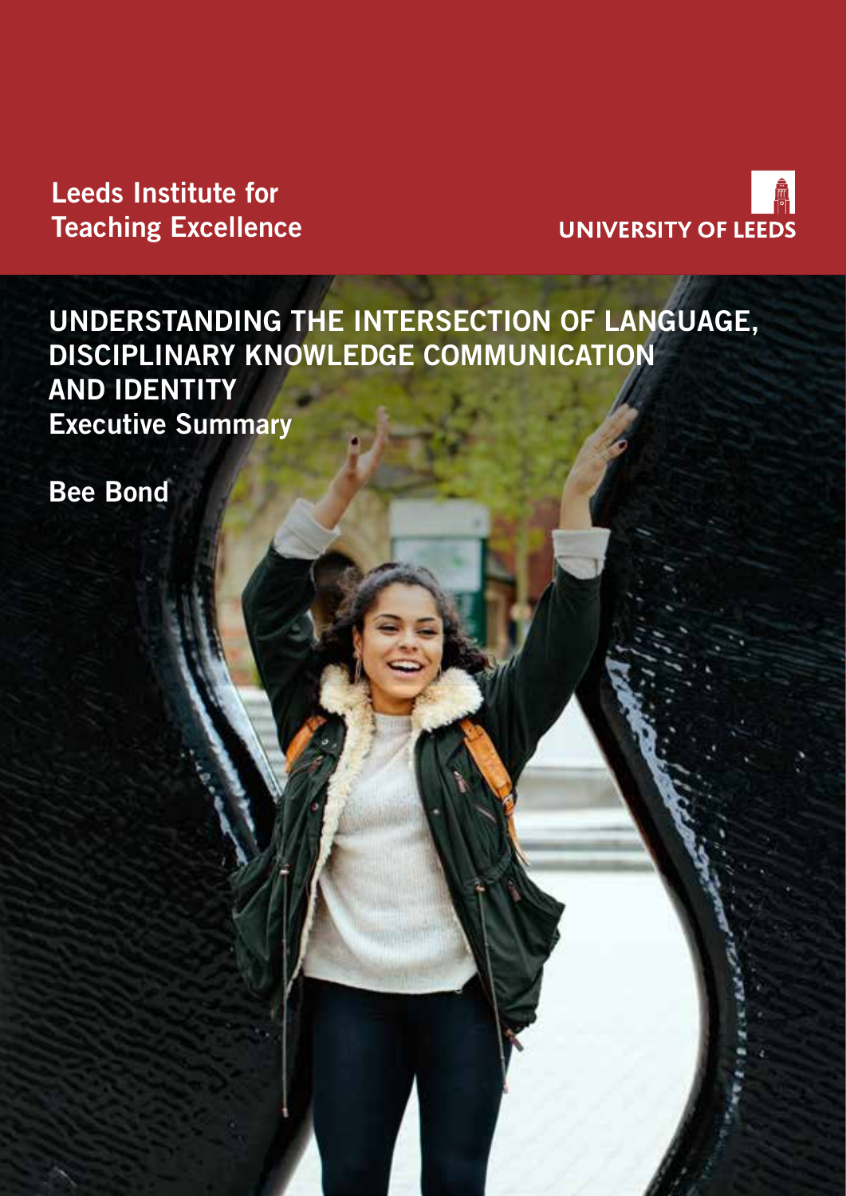Leeds Institute for Teaching Excellence

UNIVERSITY OF LEEDS

# UNDERSTANDING THE INTERSECTION OF LANGUAGE, DISCIPLINARY KNOWLEDGE COMMUNICATION AND IDENTITY

## Executive Summary

**Bee Bond**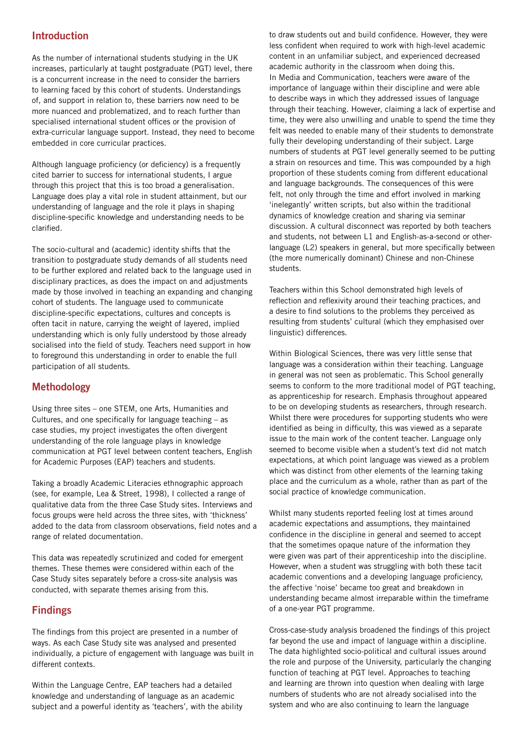## Introduction

As the number of international students studying in the UK increases, particularly at taught postgraduate (PGT) level, there is a concurrent increase in the need to consider the barriers to learning faced by this cohort of students. Understandings of, and support in relation to, these barriers now need to be more nuanced and problematized, and to reach further than specialised international student offices or the provision of extra-curricular language support. Instead, they need to become embedded in core curricular practices.

Although language proficiency (or deficiency) is a frequently cited barrier to success for international students, I argue through this project that this is too broad a generalisation. Language does play a vital role in student attainment, but our understanding of language and the role it plays in shaping discipline-specific knowledge and understanding needs to be clarified.

The socio-cultural and (academic) identity shifts that the transition to postgraduate study demands of all students need to be further explored and related back to the language used in disciplinary practices, as does the impact on and adjustments made by those involved in teaching an expanding and changing cohort of students. The language used to communicate discipline-specific expectations, cultures and concepts is often tacit in nature, carrying the weight of layered, implied understanding which is only fully understood by those already socialised into the field of study. Teachers need support in how to foreground this understanding in order to enable the full participation of all students.

## Methodology

Using three sites – one STEM, one Arts, Humanities and Cultures, and one specifically for language teaching – as case studies, my project investigates the often divergent understanding of the role language plays in knowledge communication at PGT level between content teachers, English for Academic Purposes (EAP) teachers and students.

Taking a broadly Academic Literacies ethnographic approach (see, for example, Lea & Street, 1998), I collected a range of qualitative data from the three Case Study sites. Interviews and focus groups were held across the three sites, with 'thickness' added to the data from classroom observations, field notes and a range of related documentation.

This data was repeatedly scrutinized and coded for emergent themes. These themes were considered within each of the Case Study sites separately before a cross-site analysis was conducted, with separate themes arising from this.

## Findings

The findings from this project are presented in a number of ways. As each Case Study site was analysed and presented individually, a picture of engagement with language was built in different contexts.

Within the Language Centre, EAP teachers had a detailed knowledge and understanding of language as an academic subject and a powerful identity as 'teachers', with the ability to draw students out and build confidence. However, they were less confident when required to work with high-level academic content in an unfamiliar subject, and experienced decreased academic authority in the classroom when doing this.

In Media and Communication, teachers were aware of the importance of language within their discipline and were able to describe ways in which they addressed issues of language through their teaching. However, claiming a lack of expertise and time, they were also unwilling and unable to spend the time they felt was needed to enable many of their students to demonstrate fully their developing understanding of their subject. Large numbers of students at PGT level generally seemed to be putting a strain on resources and time. This was compounded by a high proportion of these students coming from different educational and language backgrounds. The consequences of this were felt, not only through the time and effort involved in marking 'inelegantly' written scripts, but also within the traditional dynamics of knowledge creation and sharing via seminar discussion. A cultural disconnect was reported by both teachers and students, not between L1 and English-as-a-second or other-language (L2) speakers in general, but more specifically between (the more numerically dominant) Chinese and non-Chinese students.

Teachers within this School demonstrated high levels of reflection and reflexivity around their teaching practices, and a desire to find solutions to the problems they perceived as resulting from students' cultural (which they emphasised over linguistic) differences.

Within Biological Sciences, there was very little sense that language was a consideration within their teaching. Language in general was not seen as problematic. This School generally seems to conform to the more traditional model of PGT teaching, as apprenticeship for research. Emphasis throughout appeared to be on developing students as researchers, through research. Whilst there were procedures for supporting students who were identified as being in difficulty, this was viewed as a separate issue to the main work of the content teacher. Language only seemed to become visible when a student's text did not match expectations, at which point language was viewed as a problem which was distinct from other elements of the learning taking place and the curriculum as a whole, rather than as part of the social practice of knowledge communication.

Whilst many students reported feeling lost at times around academic expectations and assumptions, they maintained confidence in the discipline in general and seemed to accept that the sometimes opaque nature of the information they were given was part of their apprenticeship into the discipline. However, when a student was struggling with both these tacit academic conventions and a developing language proficiency, the affective 'noise' became too great and breakdown in understanding became almost irreparable within the timeframe of a one-year PGT programme.

Cross-case-study analysis broadened the findings of this project far beyond the use and impact of language within a discipline. The data highlighted socio-political and cultural issues around the role and purpose of the University, particularly the changing function of teaching at PGT level. Approaches to teaching and learning are thrown into question when dealing with large numbers of students who are not already socialised into the system and who are also continuing to learn the language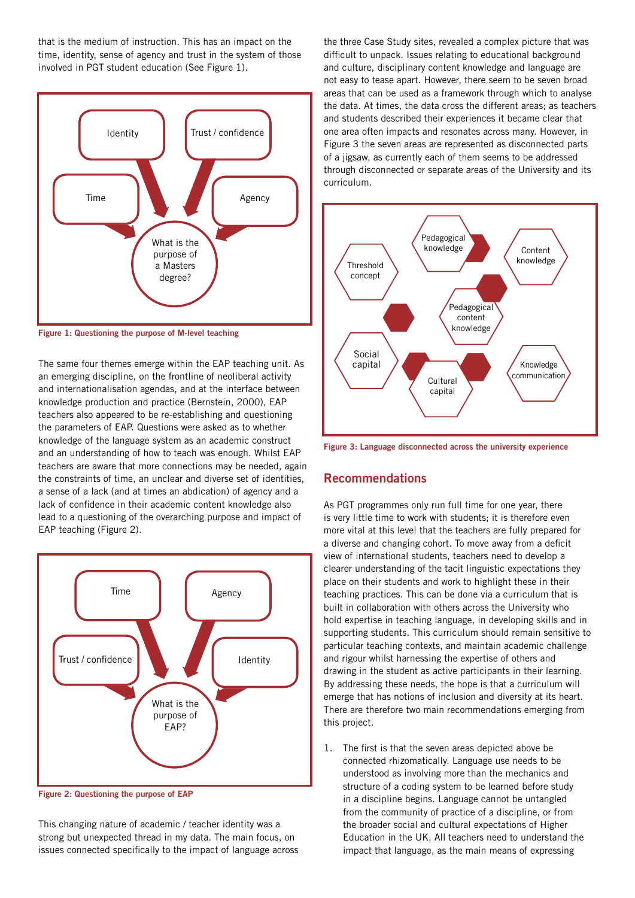that is the medium of instruction. This has an impact on the time, identity, sense of agency and trust in the system of those involved in PGT student education (See Figure 1).

Identity

Trust / confidence

Time

Agency

What is the purpose of a Masters degree?

Figure 1: Questioning the purpose of M-level teaching

The same four themes emerge within the EAP teaching unit. As an emerging discipline, on the frontline of neoliberal activity and internationalisation agendas, and at the interface between knowledge production and practice (Bernstein, 2000), EAP teachers also appeared to be re-establishing and questioning the parameters of EAP. Questions were asked as to whether knowledge of the language system as an academic construct and an understanding of how to teach was enough. Whilst EAP teachers are aware that more connections may be needed, again the constraints of time, an unclear and diverse set of identities, a sense of a lack (and at times an abdication) of agency and a lack of confidence in their academic content knowledge also lead to a questioning of the overarching purpose and impact of EAP teaching (Figure 2).

Time

Agency

Trust / confidence

Identity

What is the purpose of EAP?

Figure 2: Questioning the purpose of EAP

This changing nature of academic / teacher identity was a strong but unexpected thread in my data. The main focus, on issues connected specifically to the impact of language across the three Case Study sites, revealed a complex picture that was difficult to unpack. Issues relating to educational background and culture, disciplinary content knowledge and language are not easy to tease apart. However, there seem to be seven broad areas that can be used as a framework through which to analyse the data. At times, the data cross the different areas; as teachers and students described their experiences it became clear that one area often impacts and resonates across many. However, in Figure 3 the seven areas are represented as disconnected parts of a jigsaw, as currently each of them seems to be addressed through disconnected or separate areas of the University and its curriculum.

Threshold concept

Pedagogical knowledge

Content knowledge

Pedagogical content knowledge

Social capital

Cultural capital

Knowledge communication

Figure 3: Language disconnected across the university experience

## Recommendations

As PGT programmes only run full time for one year, there is very little time to work with students; it is therefore even more vital at this level that the teachers are fully prepared for a diverse and changing cohort. To move away from a deficit view of international students, teachers need to develop a clearer understanding of the tacit linguistic expectations they place on their students and work to highlight these in their teaching practices. This can be done via a curriculum that is built in collaboration with others across the University who hold expertise in teaching language, in developing skills and in supporting students. This curriculum should remain sensitive to particular teaching contexts, and maintain academic challenge and rigour whilst harnessing the expertise of others and drawing in the student as active participants in their learning. By addressing these needs, the hope is that a curriculum will emerge that has notions of inclusion and diversity at its heart. There are therefore two main recommendations emerging from this project.

1. The first is that the seven areas depicted above be connected rhizomatically. Language use needs to be understood as involving more than the mechanics and structure of a coding system to be learned before study in a discipline begins. Language cannot be untangled from the community of practice of a discipline, or from the broader social and cultural expectations of Higher Education in the UK. All teachers need to understand the impact that language, as the main means of expressing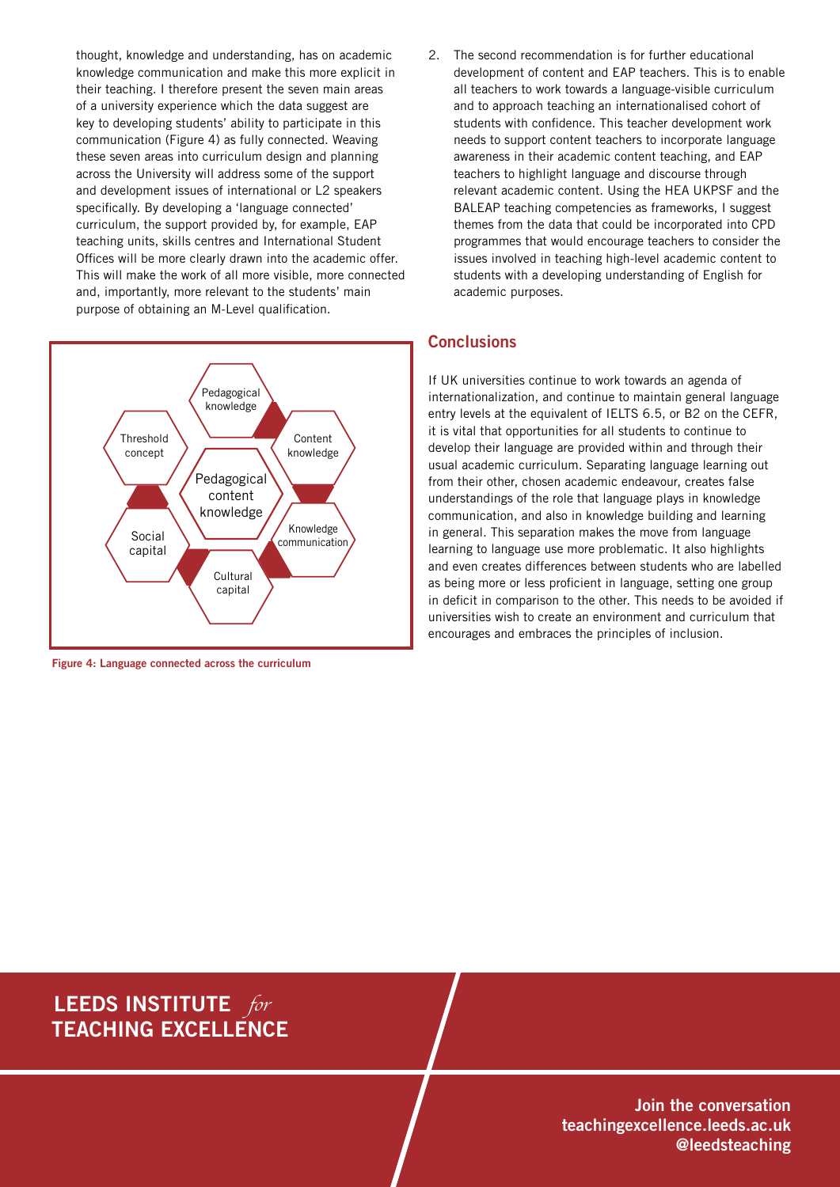thought, knowledge and understanding, has on academic knowledge communication and make this more explicit in their teaching. I therefore present the seven main areas of a university experience which the data suggest are key to developing students' ability to participate in this communication (Figure 4) as fully connected. Weaving these seven areas into curriculum design and planning across the University will address some of the support and development issues of international or L2 speakers specifically. By developing a 'language connected' curriculum, the support provided by, for example, EAP teaching units, skills centres and International Student Offices will be more clearly drawn into the academic offer. This will make the work of all more visible, more connected and, importantly, more relevant to the students' main purpose of obtaining an M-Level qualification.

Pedagogical knowledge

Content knowledge

Threshold concept

Pedagogical content knowledge

Social capital

Knowledge communication

Cultural capital

**Figure 4: Language connected across the curriculum**

2. The second recommendation is for further educational development of content and EAP teachers. This is to enable all teachers to work towards a language-visible curriculum and to approach teaching an internationalised cohort of students with confidence. This teacher development work needs to support content teachers to incorporate language awareness in their academic content teaching, and EAP teachers to highlight language and discourse through relevant academic content. Using the HEA UKPSF and the BALEAP teaching competencies as frameworks, I suggest themes from the data that could be incorporated into CPD programmes that would encourage teachers to consider the issues involved in teaching high-level academic content to students with a developing understanding of English for academic purposes.

## Conclusions

If UK universities continue to work towards an agenda of internationalization, and continue to maintain general language entry levels at the equivalent of IELTS 6.5, or B2 on the CEFR, it is vital that opportunities for all students to continue to develop their language are provided within and through their usual academic curriculum. Separating language learning out from their other, chosen academic endeavour, creates false understandings of the role that language plays in knowledge communication, and also in knowledge building and learning in general. This separation makes the move from language learning to language use more problematic. It also highlights and even creates differences between students who are labelled as being more or less proficient in language, setting one group in deficit in comparison to the other. This needs to be avoided if universities wish to create an environment and curriculum that encourages and embraces the principles of inclusion.

**LEEDS INSTITUTE *for* TEACHING EXCELLENCE**

**Join the conversation**
**teachingexcellence.leeds.ac.uk**
**@leedsteaching**